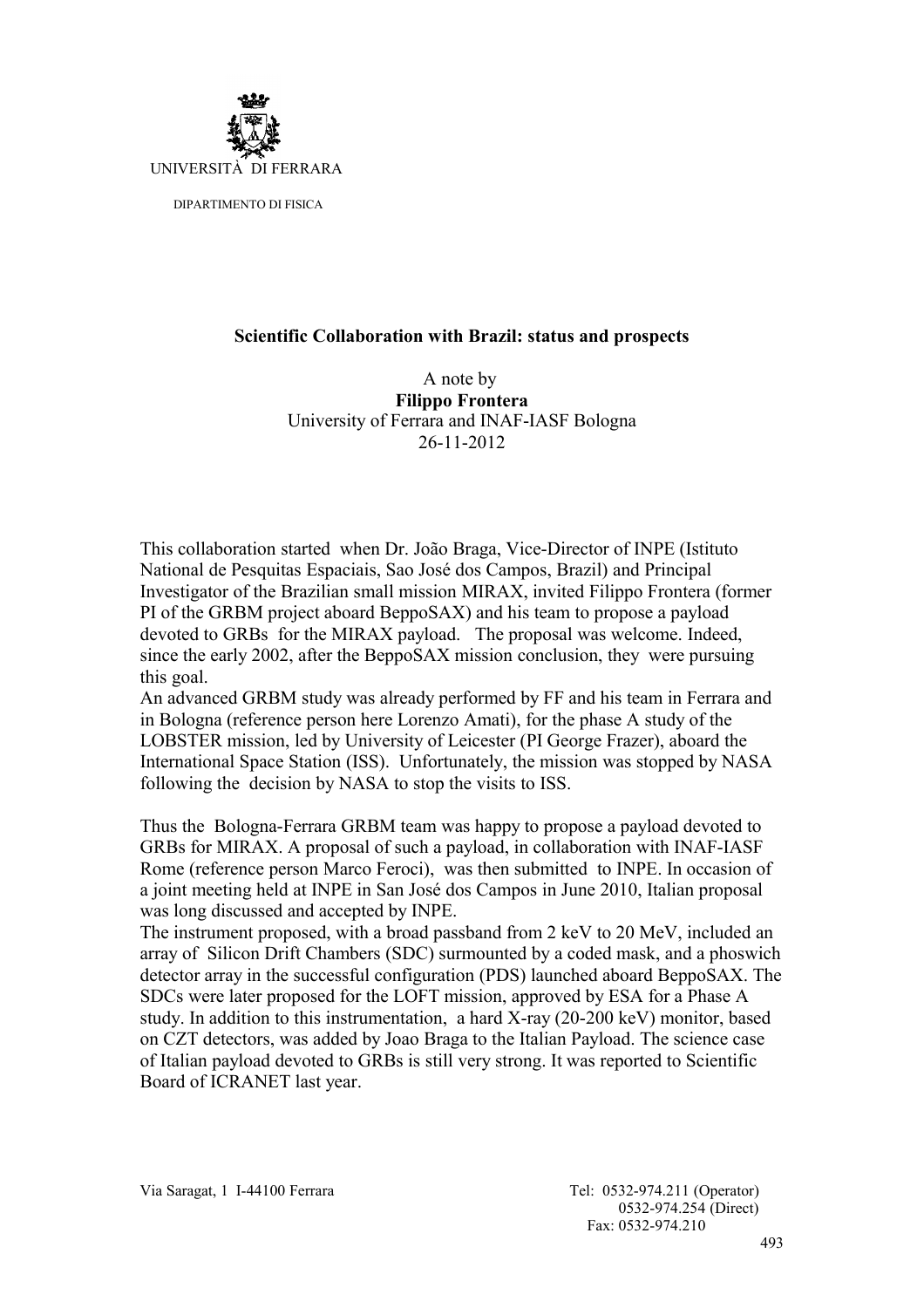UNIVERSITÀ DI FERRARA

DIPARTIMENTO DI FISICA

**Scientific Collaboration with Brazil: status and prospects**

A note by
**Filippo Frontera**
University of Ferrara and INAF-IASF Bologna
26-11-2012

This collaboration started when Dr. João Braga, Vice-Director of INPE (Istituto National de Pesquitas Espaciais, Sao José dos Campos, Brazil) and Principal Investigator of the Brazilian small mission MIRAX, invited Filippo Frontera (former PI of the GRBM project aboard BeppoSAX) and his team to propose a payload devoted to GRBs for the MIRAX payload. The proposal was welcome. Indeed, since the early 2002, after the BeppoSAX mission conclusion, they were pursuing this goal.
An advanced GRBM study was already performed by FF and his team in Ferrara and in Bologna (reference person here Lorenzo Amati), for the phase A study of the LOBSTER mission, led by University of Leicester (PI George Frazer), aboard the International Space Station (ISS). Unfortunately, the mission was stopped by NASA following the decision by NASA to stop the visits to ISS.

Thus the Bologna-Ferrara GRBM team was happy to propose a payload devoted to GRBs for MIRAX. A proposal of such a payload, in collaboration with INAF-IASF Rome (reference person Marco Feroci), was then submitted to INPE. In occasion of a joint meeting held at INPE in San José dos Campos in June 2010, Italian proposal was long discussed and accepted by INPE.
The instrument proposed, with a broad passband from 2 keV to 20 MeV, included an array of Silicon Drift Chambers (SDC) surmounted by a coded mask, and a phoswich detector array in the successful configuration (PDS) launched aboard BeppoSAX. The SDCs were later proposed for the LOFT mission, approved by ESA for a Phase A study. In addition to this instrumentation, a hard X-ray (20-200 keV) monitor, based on CZT detectors, was added by Joao Braga to the Italian Payload. The science case of Italian payload devoted to GRBs is still very strong. It was reported to Scientific Board of ICRANET last year.

Via Saragat, 1 I-44100 Ferrara

Tel: 0532-974.211 (Operator)
0532-974.254 (Direct)
Fax: 0532-974.210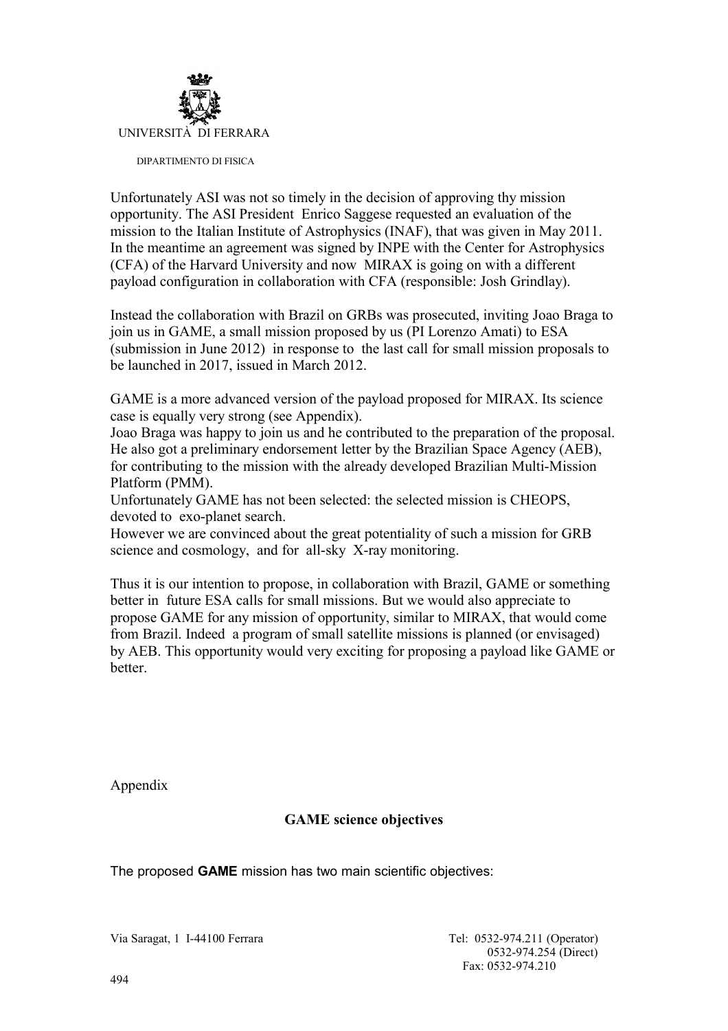UNIVERSITÀ DI FERRARA

DIPARTIMENTO DI FISICA

Unfortunately ASI was not so timely in the decision of approving thy mission opportunity. The ASI President Enrico Saggese requested an evaluation of the mission to the Italian Institute of Astrophysics (INAF), that was given in May 2011. In the meantime an agreement was signed by INPE with the Center for Astrophysics (CFA) of the Harvard University and now MIRAX is going on with a different payload configuration in collaboration with CFA (responsible: Josh Grindlay).

Instead the collaboration with Brazil on GRBs was prosecuted, inviting Joao Braga to join us in GAME, a small mission proposed by us (PI Lorenzo Amati) to ESA (submission in June 2012) in response to the last call for small mission proposals to be launched in 2017, issued in March 2012.

GAME is a more advanced version of the payload proposed for MIRAX. Its science case is equally very strong (see Appendix).
Joao Braga was happy to join us and he contributed to the preparation of the proposal. He also got a preliminary endorsement letter by the Brazilian Space Agency (AEB), for contributing to the mission with the already developed Brazilian Multi-Mission Platform (PMM).
Unfortunately GAME has not been selected: the selected mission is CHEOPS, devoted to exo-planet search.
However we are convinced about the great potentiality of such a mission for GRB science and cosmology, and for all-sky X-ray monitoring.

Thus it is our intention to propose, in collaboration with Brazil, GAME or something better in future ESA calls for small missions. But we would also appreciate to propose GAME for any mission of opportunity, similar to MIRAX, that would come from Brazil. Indeed a program of small satellite missions is planned (or envisaged) by AEB. This opportunity would very exciting for proposing a payload like GAME or better.

Appendix

**GAME science objectives**

The proposed **GAME** mission has two main scientific objectives:

Via Saragat, 1 I-44100 Ferrara

Tel: 0532-974.211 (Operator)
0532-974.254 (Direct)
Fax: 0532-974.210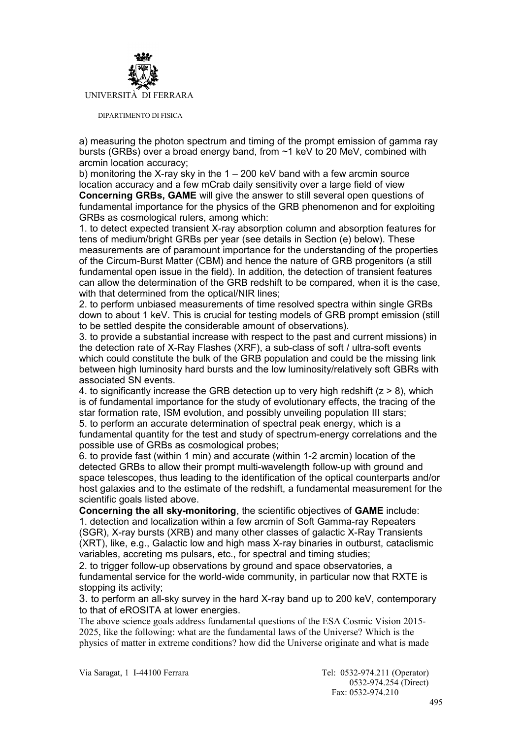a) measuring the photon spectrum and timing of the prompt emission of gamma ray bursts (GRBs) over a broad energy band, from ~1 keV to 20 MeV, combined with arcmin location accuracy;

b) monitoring the X-ray sky in the 1 – 200 keV band with a few arcmin source location accuracy and a few mCrab daily sensitivity over a large field of view

**Concerning GRBs, GAME** will give the answer to still several open questions of fundamental importance for the physics of the GRB phenomenon and for exploiting GRBs as cosmological rulers, among which:

1. to detect expected transient X-ray absorption column and absorption features for tens of medium/bright GRBs per year (see details in Section (e) below). These measurements are of paramount importance for the understanding of the properties of the Circum-Burst Matter (CBM) and hence the nature of GRB progenitors (a still fundamental open issue in the field). In addition, the detection of transient features can allow the determination of the GRB redshift to be compared, when it is the case, with that determined from the optical/NIR lines;
2. to perform unbiased measurements of time resolved spectra within single GRBs down to about 1 keV. This is crucial for testing models of GRB prompt emission (still to be settled despite the considerable amount of observations).
3. to provide a substantial increase with respect to the past and current missions) in the detection rate of X-Ray Flashes (XRF), a sub-class of soft / ultra-soft events which could constitute the bulk of the GRB population and could be the missing link between high luminosity hard bursts and the low luminosity/relatively soft GBRs with associated SN events.
4. to significantly increase the GRB detection up to very high redshift ($z > 8$), which is of fundamental importance for the study of evolutionary effects, the tracing of the star formation rate, ISM evolution, and possibly unveiling population III stars;
5. to perform an accurate determination of spectral peak energy, which is a fundamental quantity for the test and study of spectrum-energy correlations and the possible use of GRBs as cosmological probes;
6. to provide fast (within 1 min) and accurate (within 1-2 arcmin) location of the detected GRBs to allow their prompt multi-wavelength follow-up with ground and space telescopes, thus leading to the identification of the optical counterparts and/or host galaxies and to the estimate of the redshift, a fundamental measurement for the scientific goals listed above.

**Concerning the all sky-monitoring**, the scientific objectives of **GAME** include:

1. detection and localization within a few arcmin of Soft Gamma-ray Repeaters (SGR), X-ray bursts (XRB) and many other classes of galactic X-Ray Transients (XRT), like, e.g., Galactic low and high mass X-ray binaries in outburst, cataclismic variables, accreting ms pulsars, etc., for spectral and timing studies;
2. to trigger follow-up observations by ground and space observatories, a fundamental service for the world-wide community, in particular now that RXTE is stopping its activity;
3. to perform an all-sky survey in the hard X-ray band up to 200 keV, contemporary to that of eROSITA at lower energies.

The above science goals address fundamental questions of the ESA Cosmic Vision 2015-2025, like the following: what are the fundamental laws of the Universe? Which is the physics of matter in extreme conditions? how did the Universe originate and what is made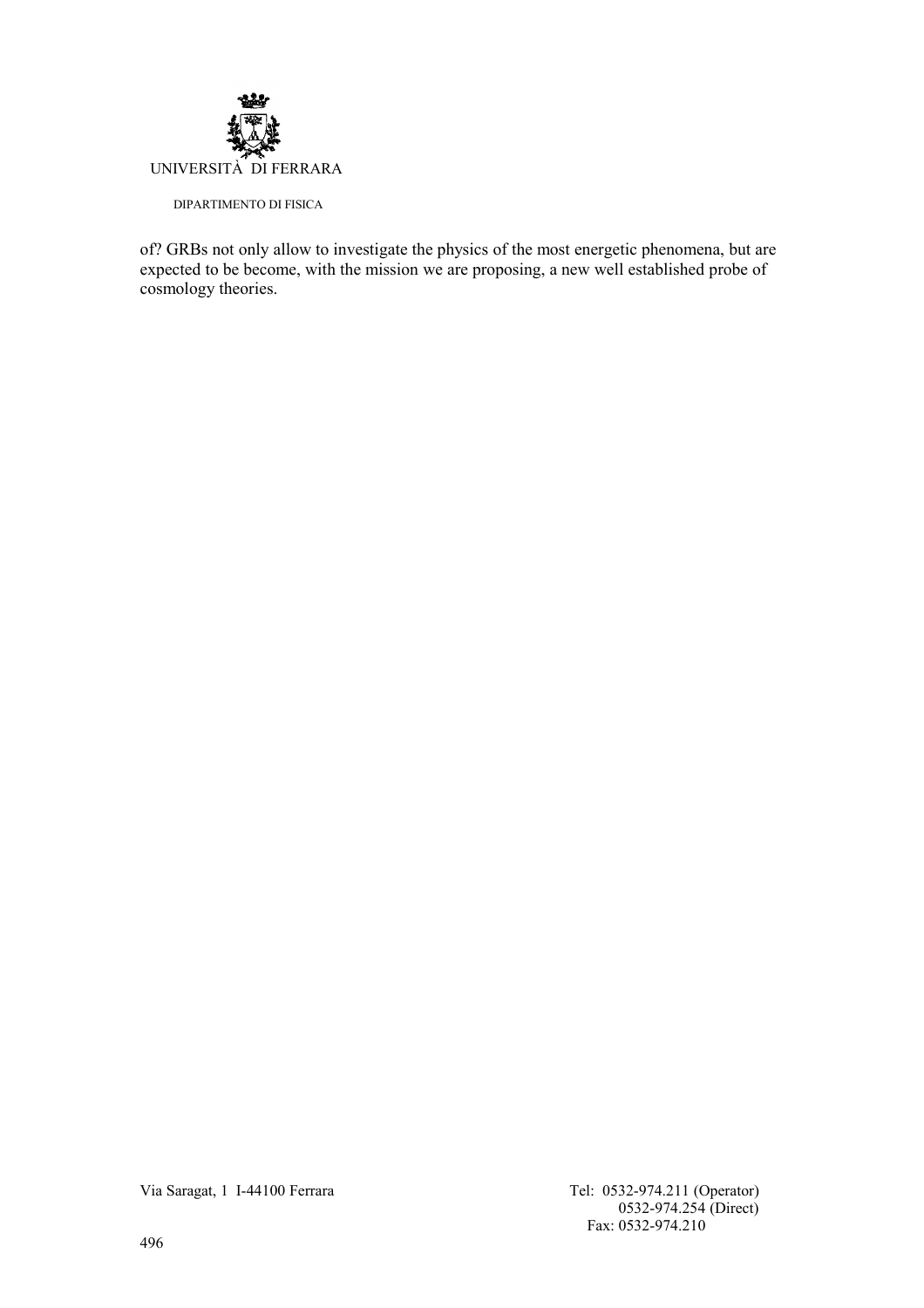of? GRBs not only allow to investigate the physics of the most energetic phenomena, but are expected to be become, with the mission we are proposing, a new well established probe of cosmology theories.